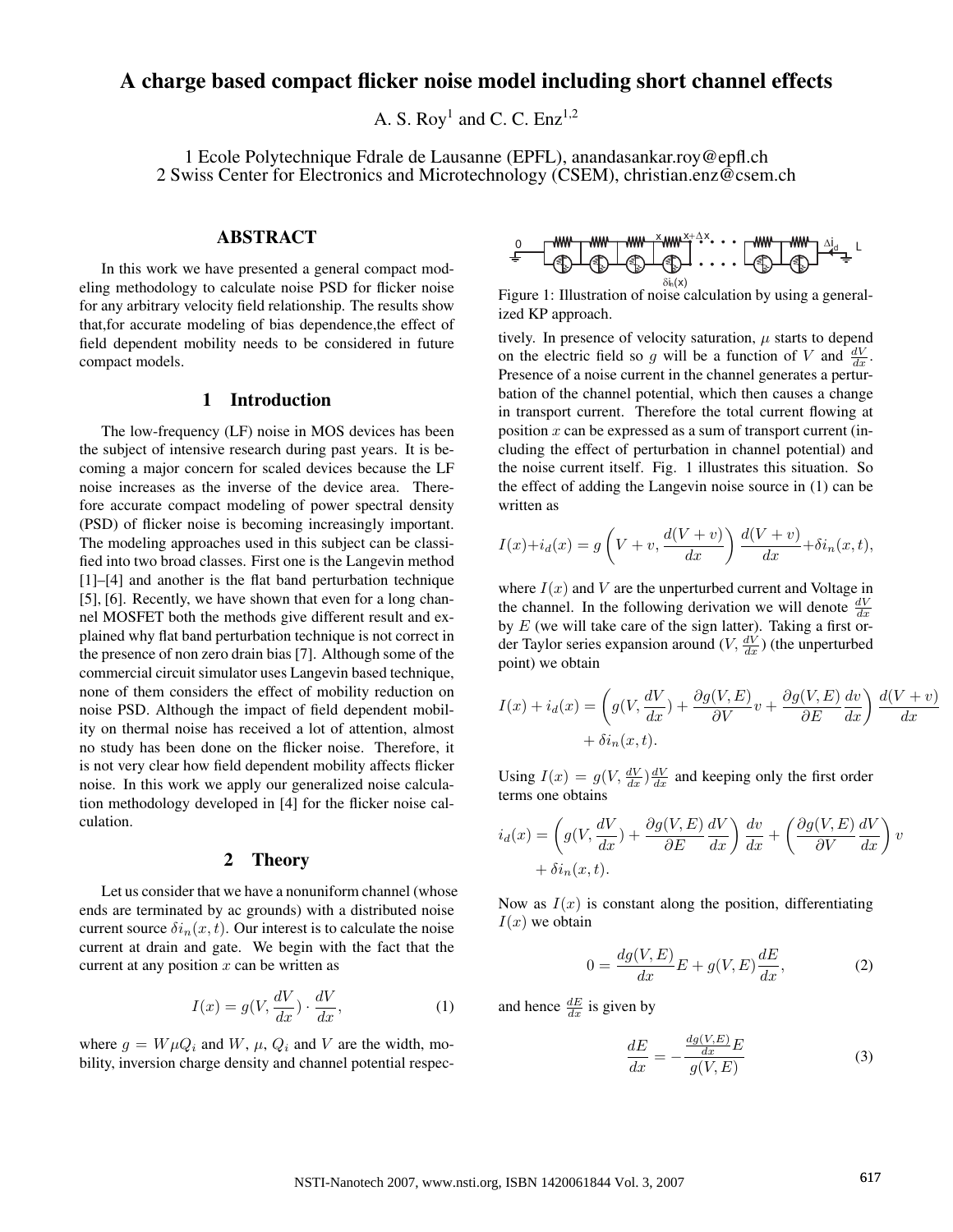# A charge based compact flicker noise model including short channel effects

A. S. Roy[1] and C. C. Enz[1,2]

1 Ecole Polytechnique Fdrale de Lausanne (EPFL), anandasankar.roy@epfl.ch
2 Swiss Center for Electronics and Microtechnology (CSEM), christian.enz@csem.ch

## ABSTRACT

In this work we have presented a general compact modeling methodology to calculate noise PSD for flicker noise for any arbitrary velocity field relationship. The results show that,for accurate modeling of bias dependence,the effect of field dependent mobility needs to be considered in future compact models.

## 1 Introduction

The low-frequency (LF) noise in MOS devices has been the subject of intensive research during past years. It is becoming a major concern for scaled devices because the LF noise increases as the inverse of the device area. Therefore accurate compact modeling of power spectral density (PSD) of flicker noise is becoming increasingly important. The modeling approaches used in this subject can be classified into two broad classes. First one is the Langevin method [1]–[4] and another is the flat band perturbation technique [5], [6]. Recently, we have shown that even for a long channel MOSFET both the methods give different result and explained why flat band perturbation technique is not correct in the presence of non zero drain bias [7]. Although some of the commercial circuit simulator uses Langevin based technique, none of them considers the effect of mobility reduction on noise PSD. Although the impact of field dependent mobility on thermal noise has received a lot of attention, almost no study has been done on the flicker noise. Therefore, it is not very clear how field dependent mobility affects flicker noise. In this work we apply our generalized noise calculation methodology developed in [4] for the flicker noise calculation.

## 2 Theory

Let us consider that we have a nonuniform channel (whose ends are terminated by ac grounds) with a distributed noise current source $\delta i_n(x,t)$. Our interest is to calculate the noise current at drain and gate. We begin with the fact that the current at any position $x$ can be written as

$$I(x) = g(V, \frac{dV}{dx}) \cdot \frac{dV}{dx}, \tag{1}$$

where $g = W\mu Q_i$ and $W$, $\mu$, $Q_i$ and $V$ are the width, mobility, inversion charge density and channel potential respectively. In presence of velocity saturation, $\mu$ starts to depend on the electric field so $g$ will be a function of $V$ and $\frac{dV}{dx}$. Presence of a noise current in the channel generates a perturbation of the channel potential, which then causes a change in transport current. Therefore the total current flowing at position $x$ can be expressed as a sum of transport current (including the effect of perturbation in channel potential) and the noise current itself. Fig. 1 illustrates this situation. So the effect of adding the Langevin noise source in (1) can be written as

Figure 1: Illustration of noise calculation by using a generalized KP approach.

$$I(x)+i_d(x) = g\left(V+v, \frac{d(V+v)}{dx}\right)\frac{d(V+v)}{dx} + \delta i_n(x,t),$$

where $I(x)$ and $V$ are the unperturbed current and Voltage in the channel. In the following derivation we will denote $\frac{dV}{dx}$ by $E$ (we will take care of the sign latter). Taking a first order Taylor series expansion around ($V$, $\frac{dV}{dx}$) (the unperturbed point) we obtain

$$I(x) + i_d(x) = \left(g(V, \frac{dV}{dx}) + \frac{\partial g(V,E)}{\partial V}v + \frac{\partial g(V,E)}{\partial E}\frac{dv}{dx}\right)\frac{d(V+v)}{dx} + \delta i_n(x,t).$$

Using $I(x) = g(V, \frac{dV}{dx})\frac{dV}{dx}$ and keeping only the first order terms one obtains

$$i_d(x) = \left(g(V, \frac{dV}{dx}) + \frac{\partial g(V,E)}{\partial E}\frac{dV}{dx}\right)\frac{dv}{dx} + \left(\frac{\partial g(V,E)}{\partial V}\frac{dV}{dx}\right)v + \delta i_n(x,t).$$

Now as $I(x)$ is constant along the position, differentiating $I(x)$ we obtain

$$0 = \frac{dg(V,E)}{dx}E + g(V,E)\frac{dE}{dx}, \tag{2}$$

and hence $\frac{dE}{dx}$ is given by

$$\frac{dE}{dx} = -\frac{\frac{dg(V,E)}{dx}E}{g(V,E)} \tag{3}$$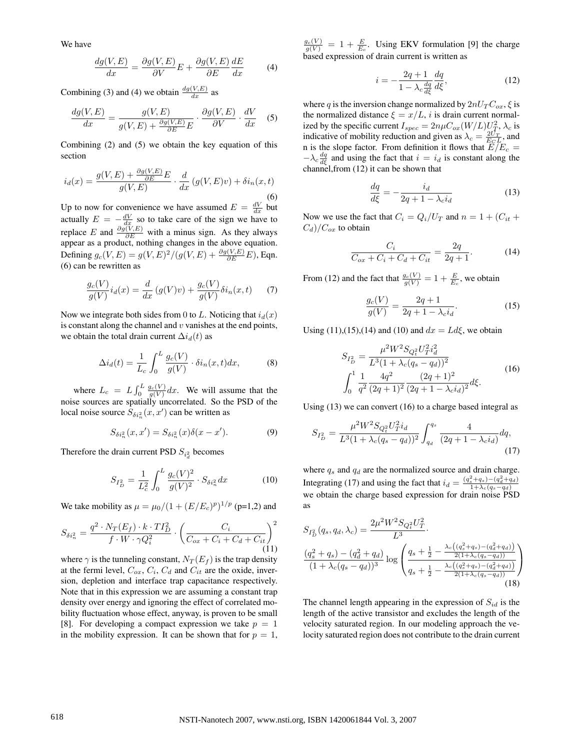We have

$$\frac{dg(V,E)}{dx} = \frac{\partial g(V,E)}{\partial V}E + \frac{\partial g(V,E)}{\partial E}\frac{dE}{dx} \tag{4}$$

Combining (3) and (4) we obtain $\frac{dg(V,E)}{dx}$ as

$$\frac{dg(V,E)}{dx} = \frac{g(V,E)}{g(V,E) + \frac{\partial g(V,E)}{\partial E}E} \cdot \frac{\partial g(V,E)}{\partial V} \cdot \frac{dV}{dx} \tag{5}$$

Combining (2) and (5) we obtain the key equation of this section

$$i_d(x) = \frac{g(V,E) + \frac{\partial g(V,E)}{\partial E}E}{g(V,E)} \cdot \frac{d}{dx}\left(g(V,E)v\right) + \delta i_n(x,t) \tag{6}$$

Up to now for convenience we have assumed $E = \frac{dV}{dx}$ but actually $E = -\frac{dV}{dx}$ so to take care of the sign we have to replace $E$ and $\frac{\partial g(V,E)}{\partial E}$ with a minus sign. As they always appear as a product, nothing changes in the above equation. Defining $g_c(V,E) = g(V,E)^2/(g(V,E) + \frac{\partial g(V,E)}{\partial E}E)$, Eqn. (6) can be rewritten as

$$\frac{g_c(V)}{g(V)} i_d(x) = \frac{d}{dx}\left(g(V)v\right) + \frac{g_c(V)}{g(V)}\delta i_n(x,t) \tag{7}$$

Now we integrate both sides from 0 to $L$. Noticing that $i_d(x)$ is constant along the channel and $v$ vanishes at the end points, we obtain the total drain current $\Delta i_d(t)$ as

$$\Delta i_d(t) = \frac{1}{L_c}\int_0^L \frac{g_c(V)}{g(V)} \cdot \delta i_n(x,t)dx, \tag{8}$$

where $L_c = L\int_0^L \frac{g_c(V)}{g(V)}dx$. We will assume that the noise sources are spatially uncorrelated. So the PSD of the local noise source $S_{\delta i_n^2}(x,x')$ can be written as

$$S_{\delta i_n^2}(x,x') = S_{\delta i_n^2}(x)\delta(x-x'). \tag{9}$$

Therefore the drain current PSD $S_{i_d^2}$ becomes

$$S_{I_D^2} = \frac{1}{L_c^2}\int_0^L \frac{g_c(V)^2}{g(V)^2} \cdot S_{\delta i_n^2}dx \tag{10}$$

We take mobility as $\mu = \mu_0/(1 + (E/E_c)^p)^{1/p}$ (p=1,2) and

$$S_{\delta i_n^2} = \frac{q^2 \cdot N_T(E_f) \cdot k \cdot TI_D^2}{f \cdot W \cdot \gamma Q_i^2} \cdot \left(\frac{C_i}{C_{ox} + C_i + C_d + C_{it}}\right)^2 \tag{11}$$

where $\gamma$ is the tunneling constant, $N_T(E_f)$ is the trap density at the fermi level, $C_{ox}$, $C_i$, $C_d$ and $C_{it}$ are the oxide, inversion, depletion and interface trap capacitance respectively. Note that in this expression we are assuming a constant trap density over energy and ignoring the effect of correlated mobility fluctuation whose effect, anyway, is proven to be small [8]. For developing a compact expression we take $p = 1$ in the mobility expression. It can be shown that for $p = 1$, $\frac{g_c(V)}{g(V)} = 1 + \frac{E}{E_c}$. Using EKV formulation [9] the charge based expression of drain current is written as

$$i = -\frac{2q+1}{1 - \lambda_c\frac{dq}{d\xi}}\frac{dq}{d\xi}, \tag{12}$$

where $q$ is the inversion change normalized by $2nU_TC_{ox}$, $\xi$ is the normalized distance $\xi = x/L$, $i$ is drain current normalized by the specific current $I_{spec} = 2n\mu C_{ox}(W/L)U_T^2$, $\lambda_c$ is indicative of mobility reduction and given as $\lambda_c = \frac{2U_T}{E_CL}$, and n is the slope factor. From definition it flows that $E/E_c = -\lambda_c\frac{dq}{d\xi}$ and using the fact that $i = i_d$ is constant along the channel,from (12) it can be shown that

$$\frac{dq}{d\xi} = -\frac{i_d}{2q + 1 - \lambda_c i_d} \tag{13}$$

Now we use the fact that $C_i = Q_i/U_T$ and $n = 1 + (C_{it} + C_d)/C_{ox}$ to obtain

$$\frac{C_i}{C_{ox} + C_i + C_d + C_{it}} = \frac{2q}{2q+1}. \tag{14}$$

From (12) and the fact that $\frac{g_c(V)}{g(V)} = 1 + \frac{E}{E_c}$, we obtain

$$\frac{g_c(V)}{g(V)} = \frac{2q+1}{2q+1-\lambda_c i_d}. \tag{15}$$

Using (11),(15),(14) and (10) and $dx = Ld\xi$, we obtain

$$S_{I_D^2} = \frac{\mu^2 W^2 S_{Q_t^2} U_T^2 i_d^2}{L^3(1+\lambda_c(q_s - q_d))^2} \int_0^1 \frac{1}{q^2}\frac{4q^2}{(2q+1)^2}\frac{(2q+1)^2}{(2q+1-\lambda_c i_d)^2}d\xi. \tag{16}$$

Using (13) we can convert (16) to a charge based integral as

$$S_{I_D^2} = \frac{\mu^2 W^2 S_{Q_t^2} U_T^2 i_d}{L^3(1+\lambda_c(q_s - q_d))^2}\int_{q_d}^{q_s}\frac{4}{(2q+1-\lambda_c i_d)}dq, \tag{17}$$

where $q_s$ and $q_d$ are the normalized source and drain charge. Integrating (17) and using the fact that $i_d = \frac{(q_s^2+q_s)-(q_d^2+q_d)}{1+\lambda_c(q_s-q_d)}$ we obtain the charge based expression for drain noise PSD as

$$S_{I_D^2}(q_s,q_d,\lambda_c) = \frac{2\mu^2 W^2 S_{Q_t^2} U_T^2}{L^3} \cdot \frac{(q_s^2+q_s)-(q_d^2+q_d)}{(1+\lambda_c(q_s-q_d))^3}\log\left(\frac{q_s + \frac{1}{2} - \frac{\lambda_c\left((q_s^2+q_s)-(q_d^2+q_d)\right)}{2(1+\lambda_c(q_s-q_d))}}{q_s + \frac{1}{2} - \frac{\lambda_c\left((q_s^2+q_s)-(q_d^2+q_d)\right)}{2(1+\lambda_c(q_s-q_d))}}\right) \tag{18}$$

The channel length appearing in the expression of $S_{id}$ is the length of the active transistor and excludes the length of the velocity saturated region. In our modeling approach the velocity saturated region does not contribute to the drain current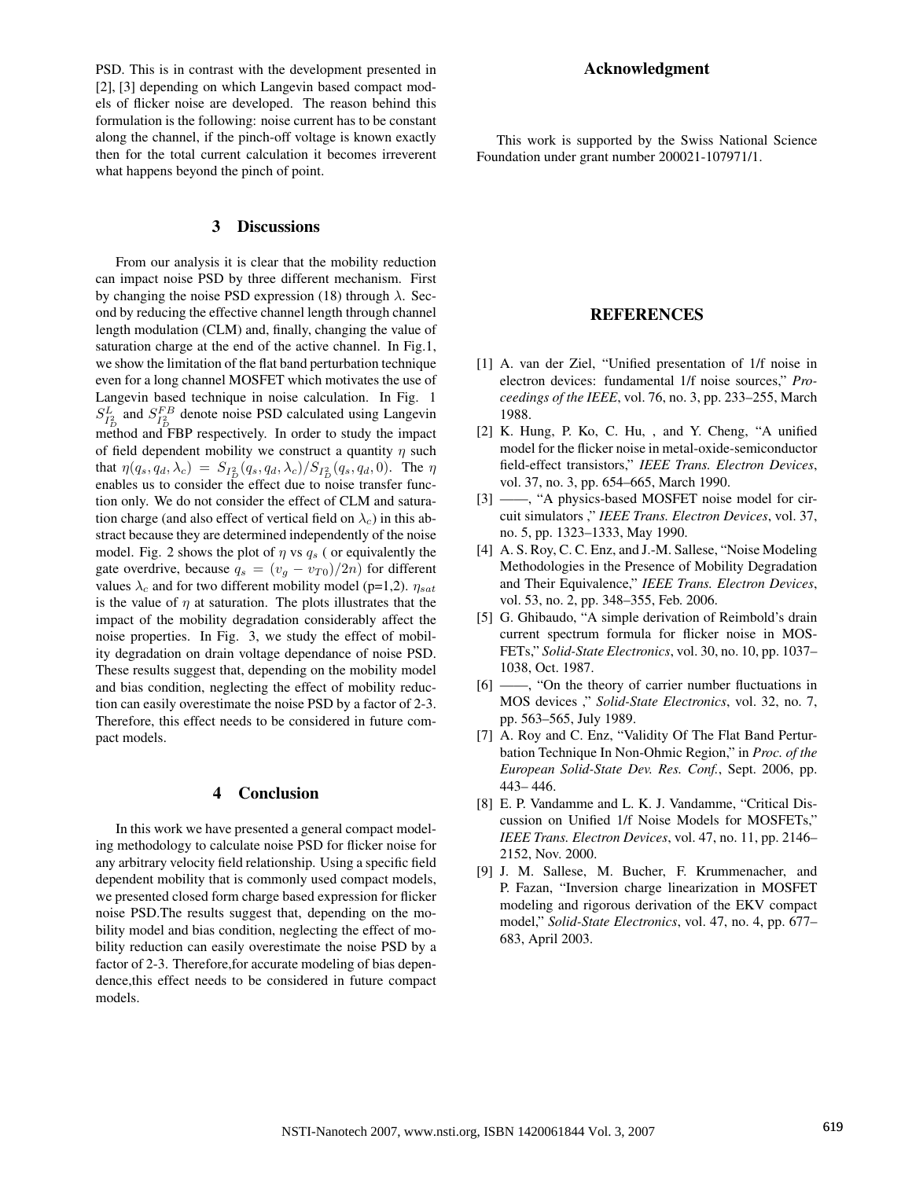PSD. This is in contrast with the development presented in [2], [3] depending on which Langevin based compact models of flicker noise are developed. The reason behind this formulation is the following: noise current has to be constant along the channel, if the pinch-off voltage is known exactly then for the total current calculation it becomes irreverent what happens beyond the pinch of point.

## 3 Discussions

From our analysis it is clear that the mobility reduction can impact noise PSD by three different mechanism. First by changing the noise PSD expression (18) through $\lambda$. Second by reducing the effective channel length through channel length modulation (CLM) and, finally, changing the value of saturation charge at the end of the active channel. In Fig.1, we show the limitation of the flat band perturbation technique even for a long channel MOSFET which motivates the use of Langevin based technique in noise calculation. In Fig. 1 $S^{L}_{I^2_D}$ and $S^{FB}_{I^2_D}$ denote noise PSD calculated using Langevin method and FBP respectively. In order to study the impact of field dependent mobility we construct a quantity $\eta$ such that $\eta(q_s, q_d, \lambda_c) = S_{I^2_D}(q_s, q_d, \lambda_c)/S_{I^2_D}(q_s, q_d, 0)$. The $\eta$ enables us to consider the effect due to noise transfer function only. We do not consider the effect of CLM and saturation charge (and also effect of vertical field on $\lambda_c$) in this abstract because they are determined independently of the noise model. Fig. 2 shows the plot of $\eta$ vs $q_s$ ( or equivalently the gate overdrive, because $q_s = (v_g - v_{T0})/2n$) for different values $\lambda_c$ and for two different mobility model (p=1,2). $\eta_{sat}$ is the value of $\eta$ at saturation. The plots illustrates that the impact of the mobility degradation considerably affect the noise properties. In Fig. 3, we study the effect of mobility degradation on drain voltage dependance of noise PSD. These results suggest that, depending on the mobility model and bias condition, neglecting the effect of mobility reduction can easily overestimate the noise PSD by a factor of 2-3. Therefore, this effect needs to be considered in future compact models.

## 4 Conclusion

In this work we have presented a general compact modeling methodology to calculate noise PSD for flicker noise for any arbitrary velocity field relationship. Using a specific field dependent mobility that is commonly used compact models, we presented closed form charge based expression for flicker noise PSD.The results suggest that, depending on the mobility model and bias condition, neglecting the effect of mobility reduction can easily overestimate the noise PSD by a factor of 2-3. Therefore,for accurate modeling of bias dependence,this effect needs to be considered in future compact models.

## Acknowledgment

This work is supported by the Swiss National Science Foundation under grant number 200021-107971/1.

## REFERENCES

[1] A. van der Ziel, "Unified presentation of 1/f noise in electron devices: fundamental 1/f noise sources," *Proceedings of the IEEE*, vol. 76, no. 3, pp. 233–255, March 1988.

[2] K. Hung, P. Ko, C. Hu, , and Y. Cheng, "A unified model for the flicker noise in metal-oxide-semiconductor field-effect transistors," *IEEE Trans. Electron Devices*, vol. 37, no. 3, pp. 654–665, March 1990.

[3] ——, "A physics-based MOSFET noise model for circuit simulators ," *IEEE Trans. Electron Devices*, vol. 37, no. 5, pp. 1323–1333, May 1990.

[4] A. S. Roy, C. C. Enz, and J.-M. Sallese, "Noise Modeling Methodologies in the Presence of Mobility Degradation and Their Equivalence," *IEEE Trans. Electron Devices*, vol. 53, no. 2, pp. 348–355, Feb. 2006.

[5] G. Ghibaudo, "A simple derivation of Reimbold's drain current spectrum formula for flicker noise in MOSFETs," *Solid-State Electronics*, vol. 30, no. 10, pp. 1037–1038, Oct. 1987.

[6] ——, "On the theory of carrier number fluctuations in MOS devices ," *Solid-State Electronics*, vol. 32, no. 7, pp. 563–565, July 1989.

[7] A. Roy and C. Enz, "Validity Of The Flat Band Perturbation Technique In Non-Ohmic Region," in *Proc. of the European Solid-State Dev. Res. Conf.*, Sept. 2006, pp. 443– 446.

[8] E. P. Vandamme and L. K. J. Vandamme, "Critical Discussion on Unified 1/f Noise Models for MOSFETs," *IEEE Trans. Electron Devices*, vol. 47, no. 11, pp. 2146–2152, Nov. 2000.

[9] J. M. Sallese, M. Bucher, F. Krummenacher, and P. Fazan, "Inversion charge linearization in MOSFET modeling and rigorous derivation of the EKV compact model," *Solid-State Electronics*, vol. 47, no. 4, pp. 677–683, April 2003.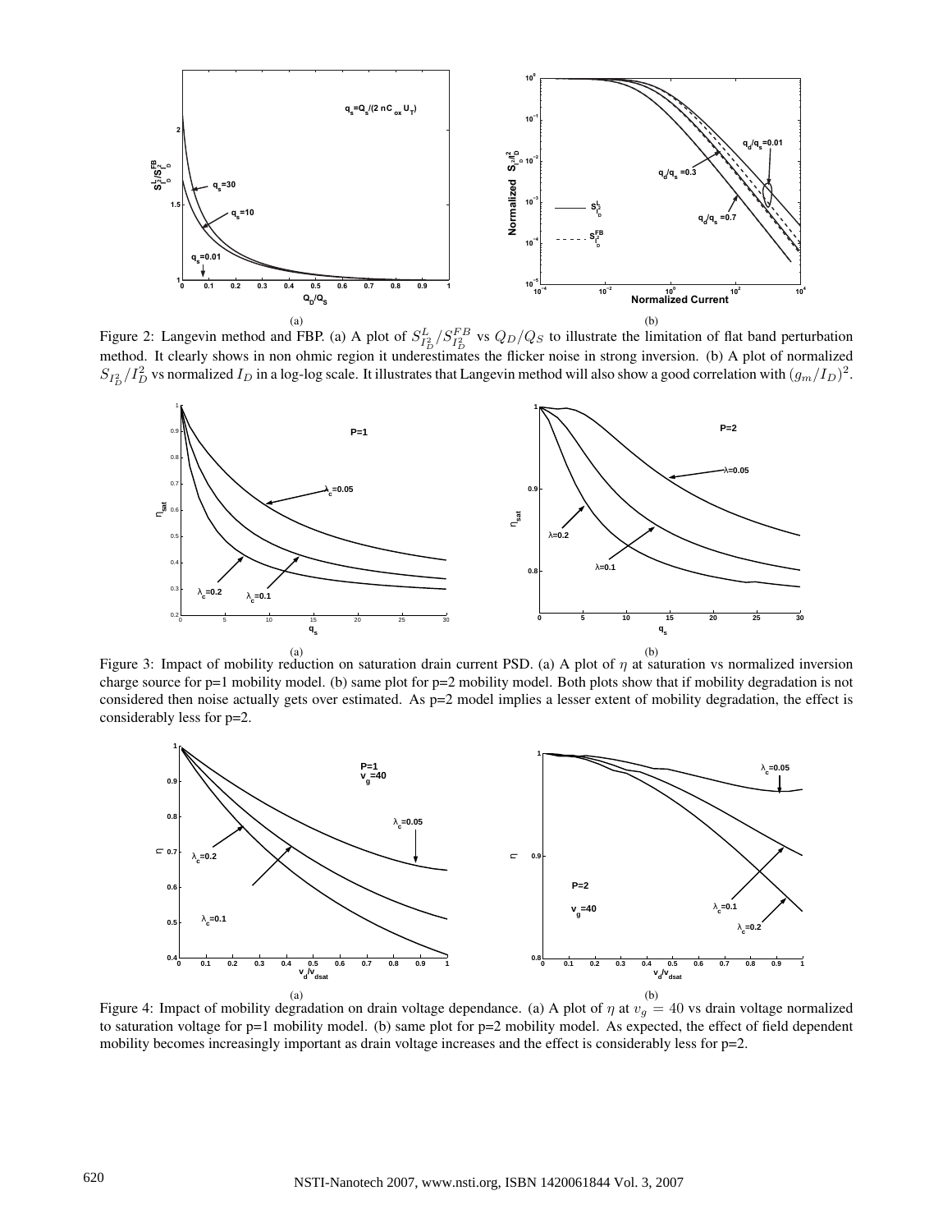$q_s$=$Q_s$/(2 n$C_{ox}$ $U_T$)

$S^L_{I_D^2}/S^{FB}_{I_D^2}$

$q_s$=30

$q_s$=10

$q_s$=0.01

$Q_D/Q_S$

(a)

Normalized $S_{I_D^2}/I_D^2$

$q_d/q_s$=0.01

$q_d/q_s$ =0.3

$q_d/q_s$ =0.7

$S^L_{I_D^2}$

$S^{FB}_{I_D^2}$

Normalized Current

(b)

Figure 2: Langevin method and FBP. (a) A plot of $S^L_{I_D^2}/S^{FB}_{I_D^2}$ vs $Q_D/Q_S$ to illustrate the limitation of flat band perturbation method. It clearly shows in non ohmic region it underestimates the flicker noise in strong inversion. (b) A plot of normalized $S_{I_D^2}/I_D^2$ vs normalized $I_D$ in a log-log scale. It illustrates that Langevin method will also show a good correlation with $(g_m/I_D)^2$.

P=1

$\eta_{sat}$

$\lambda_c$=0.05

$\lambda_c$=0.2

$\lambda_c$=0.1

$q_s$

(a)

P=2

$\eta_{sat}$

λ=0.05

λ=0.2

λ=0.1

$q_s$

(b)

Figure 3: Impact of mobility reduction on saturation drain current PSD. (a) A plot of $\eta$ at saturation vs normalized inversion charge source for p=1 mobility model. (b) same plot for p=2 mobility model. Both plots show that if mobility degradation is not considered then noise actually gets over estimated. As p=2 model implies a lesser extent of mobility degradation, the effect is considerably less for p=2.

P=1

$v_g$=40

η

$\lambda_c$=0.05

$\lambda_c$=0.2

$\lambda_c$=0.1

$v_d/v_{dsat}$

(a)

η

$\lambda_c$=0.05

P=2

$v_g$=40

$\lambda_c$=0.1

$\lambda_c$=0.2

$v_d/v_{dsat}$

(b)

Figure 4: Impact of mobility degradation on drain voltage dependance. (a) A plot of $\eta$ at $v_g = 40$ vs drain voltage normalized to saturation voltage for p=1 mobility model. (b) same plot for p=2 mobility model. As expected, the effect of field dependent mobility becomes increasingly important as drain voltage increases and the effect is considerably less for p=2.